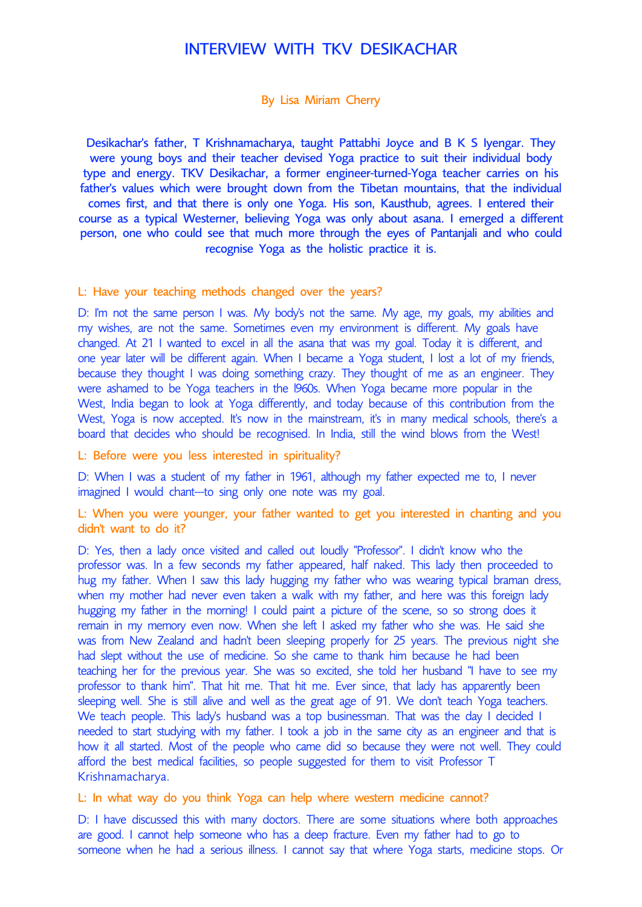# INTERVIEW WITH TKV DESIKACHAR

By Lisa Miriam Cherry

Desikachar's father, T Krishnamacharya, taught Pattabhi Joyce and B K S Iyengar. They were young boys and their teacher devised Yoga practice to suit their individual body type and energy. TKV Desikachar, a former engineer-turned-Yoga teacher carries on his father's values which were brought down from the Tibetan mountains, that the individual comes first, and that there is only one Yoga. His son, Kausthub, agrees. I entered their course as a typical Westerner, believing Yoga was only about asana. I emerged a different person, one who could see that much more through the eyes of Pantanjali and who could recognise Yoga as the holistic practice it is.

**L: Have your teaching methods changed over the years?**

D: I'm not the same person I was. My body's not the same. My age, my goals, my abilities and my wishes, are not the same. Sometimes even my environment is different. My goals have changed. At 21 I wanted to excel in all the asana that was my goal. Today it is different, and one year later will be different again. When I became a Yoga student, I lost a lot of my friends, because they thought I was doing something crazy. They thought of me as an engineer. They were ashamed to be Yoga teachers in the l960s. When Yoga became more popular in the West, India began to look at Yoga differently, and today because of this contribution from the West, Yoga is now accepted. It's now in the mainstream, it's in many medical schools, there's a board that decides who should be recognised. In India, still the wind blows from the West!

**L: Before were you less interested in spirituality?**

D: When I was a student of my father in 1961, although my father expected me to, I never imagined I would chant---to sing only one note was my goal.

**L: When you were younger, your father wanted to get you interested in chanting and you didn't want to do it?**

D: Yes, then a lady once visited and called out loudly "Professor". I didn't know who the professor was. In a few seconds my father appeared, half naked. This lady then proceeded to hug my father. When I saw this lady hugging my father who was wearing typical braman dress, when my mother had never even taken a walk with my father, and here was this foreign lady hugging my father in the morning! I could paint a picture of the scene, so so strong does it remain in my memory even now. When she left I asked my father who she was. He said she was from New Zealand and hadn't been sleeping properly for 25 years. The previous night she had slept without the use of medicine. So she came to thank him because he had been teaching her for the previous year. She was so excited, she told her husband "I have to see my professor to thank him". That hit me. That hit me. Ever since, that lady has apparently been sleeping well. She is still alive and well as the great age of 91. We don't teach Yoga teachers. We teach people. This lady's husband was a top businessman. That was the day I decided I needed to start studying with my father. I took a job in the same city as an engineer and that is how it all started. Most of the people who came did so because they were not well. They could afford the best medical facilities, so people suggested for them to visit Professor T Krishnamacharya.

**L: In what way do you think Yoga can help where western medicine cannot?**

D: I have discussed this with many doctors. There are some situations where both approaches are good. I cannot help someone who has a deep fracture. Even my father had to go to someone when he had a serious illness. I cannot say that where Yoga starts, medicine stops. Or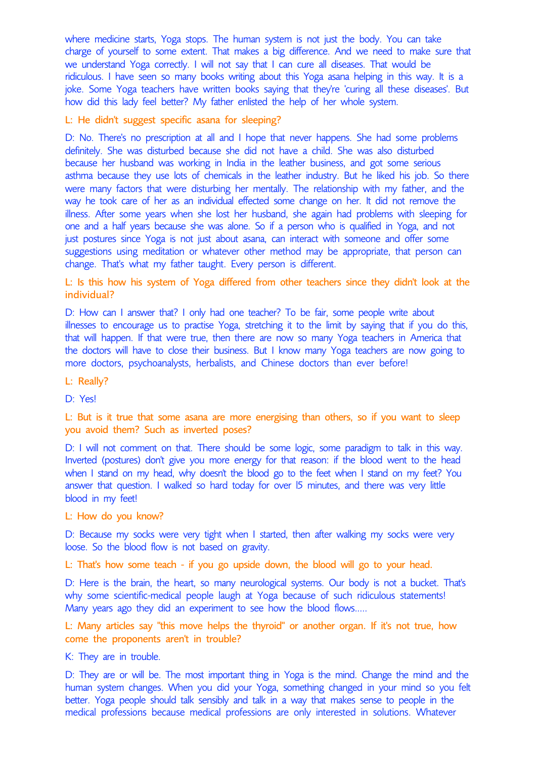where medicine starts, Yoga stops. The human system is not just the body. You can take charge of yourself to some extent. That makes a big difference. And we need to make sure that we understand Yoga correctly. I will not say that I can cure all diseases. That would be ridiculous. I have seen so many books writing about this Yoga asana helping in this way. It is a joke. Some Yoga teachers have written books saying that they're 'curing all these diseases'. But how did this lady feel better? My father enlisted the help of her whole system.

L: He didn't suggest specific asana for sleeping?

D: No. There's no prescription at all and I hope that never happens. She had some problems definitely. She was disturbed because she did not have a child. She was also disturbed because her husband was working in India in the leather business, and got some serious asthma because they use lots of chemicals in the leather industry. But he liked his job. So there were many factors that were disturbing her mentally. The relationship with my father, and the way he took care of her as an individual effected some change on her. It did not remove the illness. After some years when she lost her husband, she again had problems with sleeping for one and a half years because she was alone. So if a person who is qualified in Yoga, and not just postures since Yoga is not just about asana, can interact with someone and offer some suggestions using meditation or whatever other method may be appropriate, that person can change. That's what my father taught. Every person is different.

L: Is this how his system of Yoga differed from other teachers since they didn't look at the individual?

D: How can I answer that? I only had one teacher? To be fair, some people write about illnesses to encourage us to practise Yoga, stretching it to the limit by saying that if you do this, that will happen. If that were true, then there are now so many Yoga teachers in America that the doctors will have to close their business. But I know many Yoga teachers are now going to more doctors, psychoanalysts, herbalists, and Chinese doctors than ever before!

L: Really?

D: Yes!

L: But is it true that some asana are more energising than others, so if you want to sleep you avoid them? Such as inverted poses?

D: I will not comment on that. There should be some logic, some paradigm to talk in this way. Inverted (postures) don't give you more energy for that reason: if the blood went to the head when I stand on my head, why doesn't the blood go to the feet when I stand on my feet? You answer that question. I walked so hard today for over 15 minutes, and there was very little blood in my feet!

L: How do you know?

D: Because my socks were very tight when I started, then after walking my socks were very loose. So the blood flow is not based on gravity.

L: That's how some teach - if you go upside down, the blood will go to your head.

D: Here is the brain, the heart, so many neurological systems. Our body is not a bucket. That's why some scientific-medical people laugh at Yoga because of such ridiculous statements! Many years ago they did an experiment to see how the blood flows.....

L: Many articles say "this move helps the thyroid" or another organ. If it's not true, how come the proponents aren't in trouble?

K: They are in trouble.

D: They are or will be. The most important thing in Yoga is the mind. Change the mind and the human system changes. When you did your Yoga, something changed in your mind so you felt better. Yoga people should talk sensibly and talk in a way that makes sense to people in the medical professions because medical professions are only interested in solutions. Whatever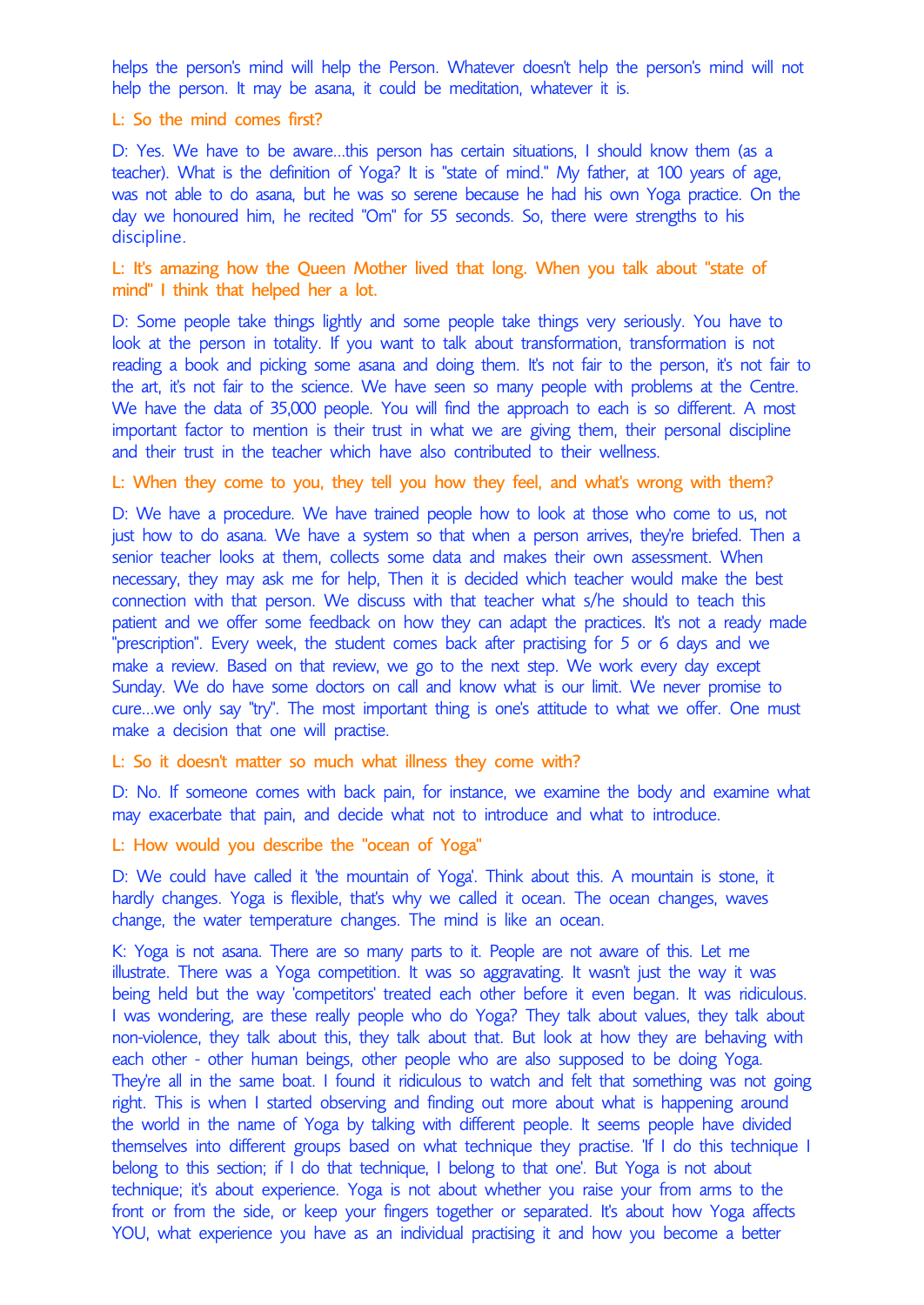helps the person's mind will help the Person. Whatever doesn't help the person's mind will not help the person. It may be asana, it could be meditation, whatever it is.

L: So the mind comes first?

D: Yes. We have to be aware...this person has certain situations, I should know them (as a teacher). What is the definition of Yoga? It is "state of mind." My father, at 100 years of age, was not able to do asana, but he was so serene because he had his own Yoga practice. On the day we honoured him, he recited "Om" for 55 seconds. So, there were strengths to his discipline.

L: It's amazing how the Queen Mother lived that long. When you talk about "state of mind" I think that helped her a lot.

D: Some people take things lightly and some people take things very seriously. You have to look at the person in totality. If you want to talk about transformation, transformation is not reading a book and picking some asana and doing them. It's not fair to the person, it's not fair to the art, it's not fair to the science. We have seen so many people with problems at the Centre. We have the data of 35,000 people. You will find the approach to each is so different. A most important factor to mention is their trust in what we are giving them, their personal discipline and their trust in the teacher which have also contributed to their wellness.

L: When they come to you, they tell you how they feel, and what's wrong with them?

D: We have a procedure. We have trained people how to look at those who come to us, not just how to do asana. We have a system so that when a person arrives, they're briefed. Then a senior teacher looks at them, collects some data and makes their own assessment. When necessary, they may ask me for help, Then it is decided which teacher would make the best connection with that person. We discuss with that teacher what s/he should to teach this patient and we offer some feedback on how they can adapt the practices. It's not a ready made "prescription". Every week, the student comes back after practising for 5 or 6 days and we make a review. Based on that review, we go to the next step. We work every day except Sunday. We do have some doctors on call and know what is our limit. We never promise to cure...we only say "try". The most important thing is one's attitude to what we offer. One must make a decision that one will practise.

L: So it doesn't matter so much what illness they come with?

D: No. If someone comes with back pain, for instance, we examine the body and examine what may exacerbate that pain, and decide what not to introduce and what to introduce.

L: How would you describe the "ocean of Yoga"

D: We could have called it 'the mountain of Yoga'. Think about this. A mountain is stone, it hardly changes. Yoga is flexible, that's why we called it ocean. The ocean changes, waves change, the water temperature changes. The mind is like an ocean.

K: Yoga is not asana. There are so many parts to it. People are not aware of this. Let me illustrate. There was a Yoga competition. It was so aggravating. It wasn't just the way it was being held but the way 'competitors' treated each other before it even began. It was ridiculous. I was wondering, are these really people who do Yoga? They talk about values, they talk about non-violence, they talk about this, they talk about that. But look at how they are behaving with each other - other human beings, other people who are also supposed to be doing Yoga. They're all in the same boat. I found it ridiculous to watch and felt that something was not going right. This is when I started observing and finding out more about what is happening around the world in the name of Yoga by talking with different people. It seems people have divided themselves into different groups based on what technique they practise. 'If I do this technique I belong to this section; if I do that technique, I belong to that one'. But Yoga is not about technique; it's about experience. Yoga is not about whether you raise your from arms to the front or from the side, or keep your fingers together or separated. It's about how Yoga affects YOU, what experience you have as an individual practising it and how you become a better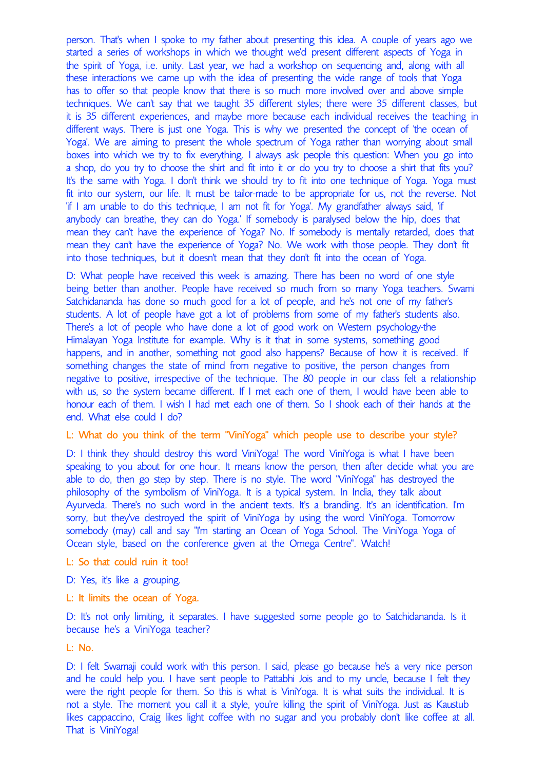person. That's when I spoke to my father about presenting this idea. A couple of years ago we started a series of workshops in which we thought we'd present different aspects of Yoga in the spirit of Yoga, i.e. unity. Last year, we had a workshop on sequencing and, along with all these interactions we came up with the idea of presenting the wide range of tools that Yoga has to offer so that people know that there is so much more involved over and above simple techniques. We can't say that we taught 35 different styles; there were 35 different classes, but it is 35 different experiences, and maybe more because each individual receives the teaching in different ways. There is just one Yoga. This is why we presented the concept of 'the ocean of Yoga'. We are aiming to present the whole spectrum of Yoga rather than worrying about small boxes into which we try to fix everything. I always ask people this question: When you go into a shop, do you try to choose the shirt and fit into it or do you try to choose a shirt that fits you? It's the same with Yoga. I don't think we should try to fit into one technique of Yoga. Yoga must fit into our system, our life. It must be tailor-made to be appropriate for us, not the reverse. Not 'if I am unable to do this technique, I am not fit for Yoga'. My grandfather always said, 'if anybody can breathe, they can do Yoga.' If somebody is paralysed below the hip, does that mean they can't have the experience of Yoga? No. If somebody is mentally retarded, does that mean they can't have the experience of Yoga? No. We work with those people. They don't fit into those techniques, but it doesn't mean that they don't fit into the ocean of Yoga.

D: What people have received this week is amazing. There has been no word of one style being better than another. People have received so much from so many Yoga teachers. Swami Satchidananda has done so much good for a lot of people, and he's not one of my father's students. A lot of people have got a lot of problems from some of my father's students also. There's a lot of people who have done a lot of good work on Western psychology-the Himalayan Yoga Institute for example. Why is it that in some systems, something good happens, and in another, something not good also happens? Because of how it is received. If something changes the state of mind from negative to positive, the person changes from negative to positive, irrespective of the technique. The 80 people in our class felt a relationship with us, so the system became different. If I met each one of them, I would have been able to honour each of them. I wish I had met each one of them. So I shook each of their hands at the end. What else could I do?

L: What do you think of the term "ViniYoga" which people use to describe your style?

D: I think they should destroy this word ViniYoga! The word ViniYoga is what I have been speaking to you about for one hour. It means know the person, then after decide what you are able to do, then go step by step. There is no style. The word "ViniYoga" has destroyed the philosophy of the symbolism of ViniYoga. It is a typical system. In India, they talk about Ayurveda. There's no such word in the ancient texts. It's a branding. It's an identification. I'm sorry, but they've destroyed the spirit of ViniYoga by using the word ViniYoga. Tomorrow somebody (may) call and say "I'm starting an Ocean of Yoga School. The ViniYoga Yoga of Ocean style, based on the conference given at the Omega Centre". Watch!

L: So that could ruin it too!

D: Yes, it's like a grouping.

L: It limits the ocean of Yoga.

D: It's not only limiting, it separates. I have suggested some people go to Satchidananda. Is it because he's a ViniYoga teacher?

L: No.

D: I felt Swamaji could work with this person. I said, please go because he's a very nice person and he could help you. I have sent people to Pattabhi Jois and to my uncle, because I felt they were the right people for them. So this is what is ViniYoga. It is what suits the individual. It is not a style. The moment you call it a style, you're killing the spirit of ViniYoga. Just as Kaustub likes cappaccino, Craig likes light coffee with no sugar and you probably don't like coffee at all. That is ViniYoga!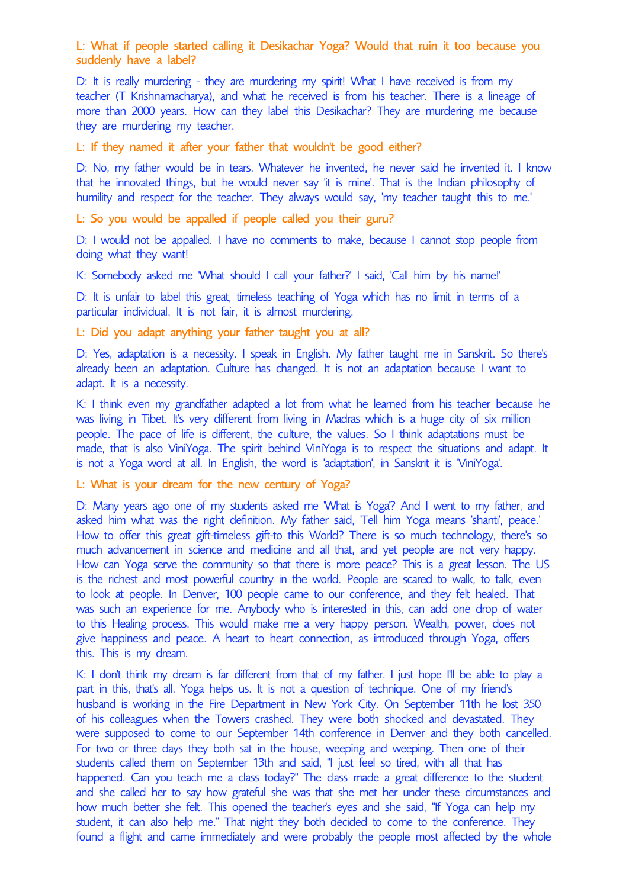L: What if people started calling it Desikachar Yoga? Would that ruin it too because you suddenly have a label?

D: It is really murdering - they are murdering my spirit! What I have received is from my teacher (T Krishnamacharya), and what he received is from his teacher. There is a lineage of more than 2000 years. How can they label this Desikachar? They are murdering me because they are murdering my teacher.

L: If they named it after your father that wouldn't be good either?

D: No, my father would be in tears. Whatever he invented, he never said he invented it. I know that he innovated things, but he would never say 'it is mine'. That is the Indian philosophy of humility and respect for the teacher. They always would say, 'my teacher taught this to me.'

L: So you would be appalled if people called you their guru?

D: I would not be appalled. I have no comments to make, because I cannot stop people from doing what they want!

K: Somebody asked me 'What should I call your father?' I said, 'Call him by his name!'

D: It is unfair to label this great, timeless teaching of Yoga which has no limit in terms of a particular individual. It is not fair, it is almost murdering.

L: Did you adapt anything your father taught you at all?

D: Yes, adaptation is a necessity. I speak in English. My father taught me in Sanskrit. So there's already been an adaptation. Culture has changed. It is not an adaptation because I want to adapt. It is a necessity.

K: I think even my grandfather adapted a lot from what he learned from his teacher because he was living in Tibet. It's very different from living in Madras which is a huge city of six million people. The pace of life is different, the culture, the values. So I think adaptations must be made, that is also ViniYoga. The spirit behind ViniYoga is to respect the situations and adapt. It is not a Yoga word at all. In English, the word is 'adaptation', in Sanskrit it is 'ViniYoga'.

L: What is your dream for the new century of Yoga?

D: Many years ago one of my students asked me 'What is Yoga'? And I went to my father, and asked him what was the right definition. My father said, 'Tell him Yoga means 'shanti', peace.' How to offer this great gift-timeless gift-to this World? There is so much technology, there's so much advancement in science and medicine and all that, and yet people are not very happy. How can Yoga serve the community so that there is more peace? This is a great lesson. The US is the richest and most powerful country in the world. People are scared to walk, to talk, even to look at people. In Denver, 100 people came to our conference, and they felt healed. That was such an experience for me. Anybody who is interested in this, can add one drop of water to this Healing process. This would make me a very happy person. Wealth, power, does not give happiness and peace. A heart to heart connection, as introduced through Yoga, offers this. This is my dream.

K: I don't think my dream is far different from that of my father. I just hope I'll be able to play a part in this, that's all. Yoga helps us. It is not a question of technique. One of my friend's husband is working in the Fire Department in New York City. On September 11th he lost 350 of his colleagues when the Towers crashed. They were both shocked and devastated. They were supposed to come to our September 14th conference in Denver and they both cancelled. For two or three days they both sat in the house, weeping and weeping. Then one of their students called them on September 13th and said, "I just feel so tired, with all that has happened. Can you teach me a class today?" The class made a great difference to the student and she called her to say how grateful she was that she met her under these circumstances and how much better she felt. This opened the teacher's eyes and she said, "If Yoga can help my student, it can also help me." That night they both decided to come to the conference. They found a flight and came immediately and were probably the people most affected by the whole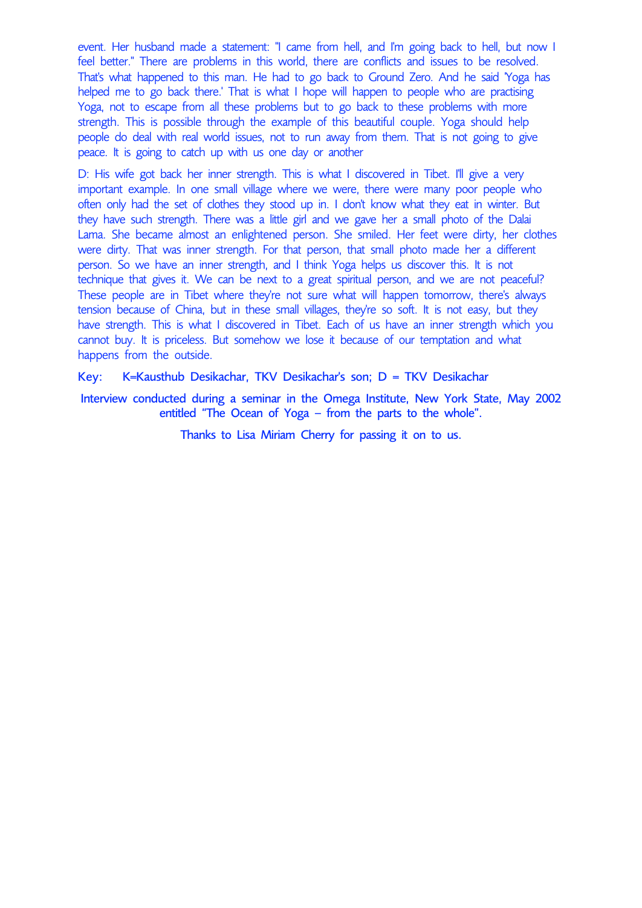event. Her husband made a statement: "I came from hell, and I'm going back to hell, but now I feel better." There are problems in this world, there are conflicts and issues to be resolved. That's what happened to this man. He had to go back to Ground Zero. And he said 'Yoga has helped me to go back there.' That is what I hope will happen to people who are practising Yoga, not to escape from all these problems but to go back to these problems with more strength. This is possible through the example of this beautiful couple. Yoga should help people do deal with real world issues, not to run away from them. That is not going to give peace. It is going to catch up with us one day or another

D: His wife got back her inner strength. This is what I discovered in Tibet. I'll give a very important example. In one small village where we were, there were many poor people who often only had the set of clothes they stood up in. I don't know what they eat in winter. But they have such strength. There was a little girl and we gave her a small photo of the Dalai Lama. She became almost an enlightened person. She smiled. Her feet were dirty, her clothes were dirty. That was inner strength. For that person, that small photo made her a different person. So we have an inner strength, and I think Yoga helps us discover this. It is not technique that gives it. We can be next to a great spiritual person, and we are not peaceful? These people are in Tibet where they're not sure what will happen tomorrow, there's always tension because of China, but in these small villages, they're so soft. It is not easy, but they have strength. This is what I discovered in Tibet. Each of us have an inner strength which you cannot buy. It is priceless. But somehow we lose it because of our temptation and what happens from the outside.

Key: K=Kausthub Desikachar, TKV Desikachar's son; D = TKV Desikachar

Interview conducted during a seminar in the Omega Institute, New York State, May 2002 entitled "The Ocean of Yoga – from the parts to the whole".

Thanks to Lisa Miriam Cherry for passing it on to us.